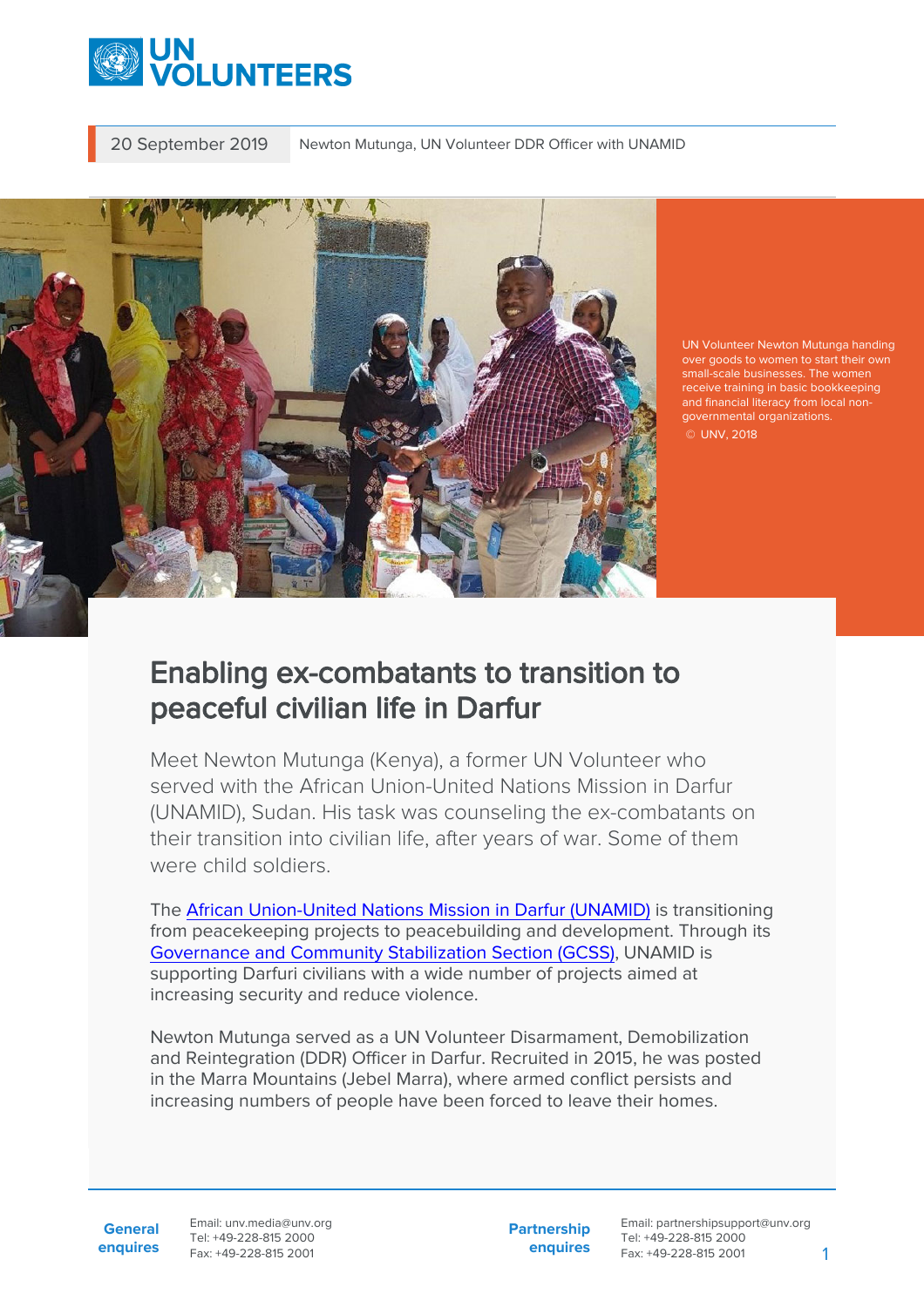20 September 2019

Newton Mutunga, UN Volunteer DDR Officer with UNAMID

UN Volunteer Newton Mutunga handing over goods to women to start their own small-scale businesses. The women receive training in basic bookkeeping and financial literacy from local non-governmental organizations.
© UNV, 2018

# Enabling ex-combatants to transition to peaceful civilian life in Darfur

Meet Newton Mutunga (Kenya), a former UN Volunteer who served with the African Union-United Nations Mission in Darfur (UNAMID), Sudan. His task was counseling the ex-combatants on their transition into civilian life, after years of war. Some of them were child soldiers.

The [African Union-United Nations Mission in Darfur (UNAMID)] is transitioning from peacekeeping projects to peacebuilding and development. Through its [Governance and Community Stabilization Section (GCSS)], UNAMID is supporting Darfuri civilians with a wide number of projects aimed at increasing security and reduce violence.

Newton Mutunga served as a UN Volunteer Disarmament, Demobilization and Reintegration (DDR) Officer in Darfur. Recruited in 2015, he was posted in the Marra Mountains (Jebel Marra), where armed conflict persists and increasing numbers of people have been forced to leave their homes.

**General enquires** Email: unv.media@unv.org Tel: +49-228-815 2000 Fax: +49-228-815 2001

**Partnership enquires** Email: partnershipsupport@unv.org Tel: +49-228-815 2000 Fax: +49-228-815 2001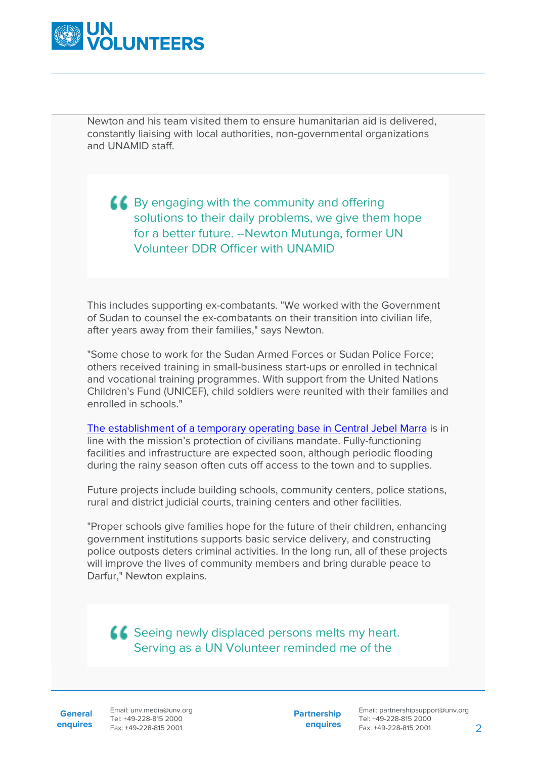Newton and his team visited them to ensure humanitarian aid is delivered, constantly liaising with local authorities, non-governmental organizations and UNAMID staff.

> By engaging with the community and offering solutions to their daily problems, we give them hope for a better future. --Newton Mutunga, former UN Volunteer DDR Officer with UNAMID

This includes supporting ex-combatants. "We worked with the Government of Sudan to counsel the ex-combatants on their transition into civilian life, after years away from their families," says Newton.

"Some chose to work for the Sudan Armed Forces or Sudan Police Force; others received training in small-business start-ups or enrolled in technical and vocational training programmes. With support from the United Nations Children's Fund (UNICEF), child soldiers were reunited with their families and enrolled in schools."

The establishment of a temporary operating base in Central Jebel Marra is in line with the mission's protection of civilians mandate. Fully-functioning facilities and infrastructure are expected soon, although periodic flooding during the rainy season often cuts off access to the town and to supplies.

Future projects include building schools, community centers, police stations, rural and district judicial courts, training centers and other facilities.

"Proper schools give families hope for the future of their children, enhancing government institutions supports basic service delivery, and constructing police outposts deters criminal activities. In the long run, all of these projects will improve the lives of community members and bring durable peace to Darfur," Newton explains.

> Seeing newly displaced persons melts my heart. Serving as a UN Volunteer reminded me of the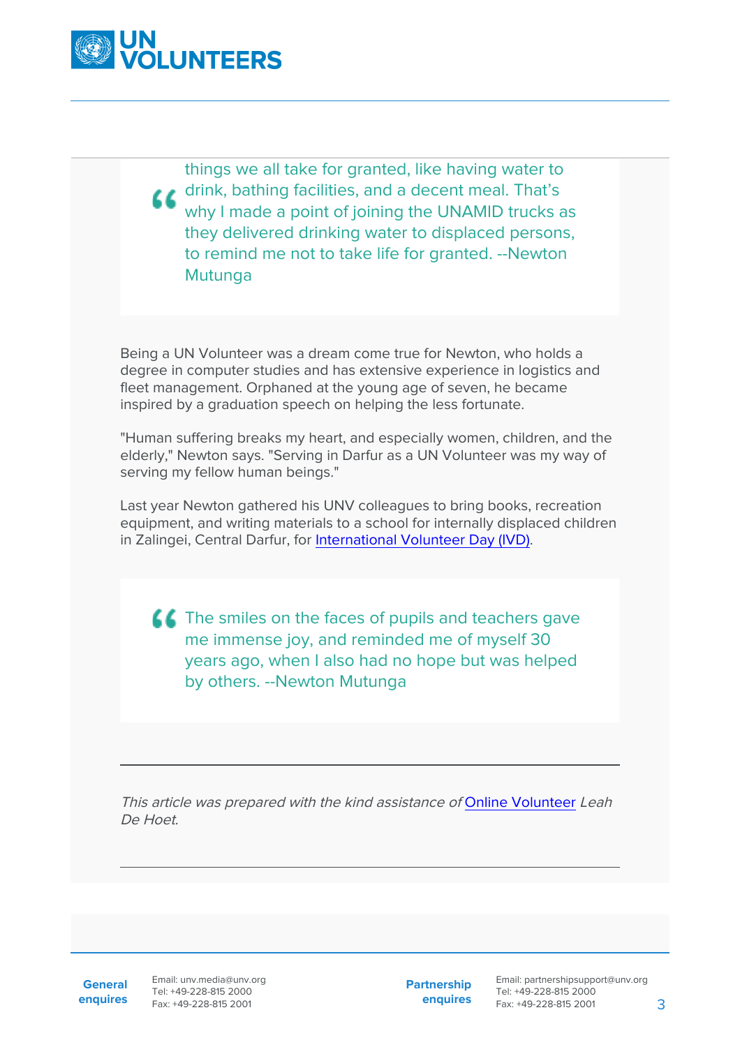> things we all take for granted, like having water to drink, bathing facilities, and a decent meal. That's why I made a point of joining the UNAMID trucks as they delivered drinking water to displaced persons, to remind me not to take life for granted. --Newton Mutunga

Being a UN Volunteer was a dream come true for Newton, who holds a degree in computer studies and has extensive experience in logistics and fleet management. Orphaned at the young age of seven, he became inspired by a graduation speech on helping the less fortunate.

"Human suffering breaks my heart, and especially women, children, and the elderly," Newton says. "Serving in Darfur as a UN Volunteer was my way of serving my fellow human beings."

Last year Newton gathered his UNV colleagues to bring books, recreation equipment, and writing materials to a school for internally displaced children in Zalingei, Central Darfur, for International Volunteer Day (IVD).

> The smiles on the faces of pupils and teachers gave me immense joy, and reminded me of myself 30 years ago, when I also had no hope but was helped by others. --Newton Mutunga

---

*This article was prepared with the kind assistance of Online Volunteer Leah De Hoet.*

---

**General enquires**
Email: unv.media@unv.org
Tel: +49-228-815 2000
Fax: +49-228-815 2001

**Partnership enquires**
Email: partnershipsupport@unv.org
Tel: +49-228-815 2000
Fax: +49-228-815 2001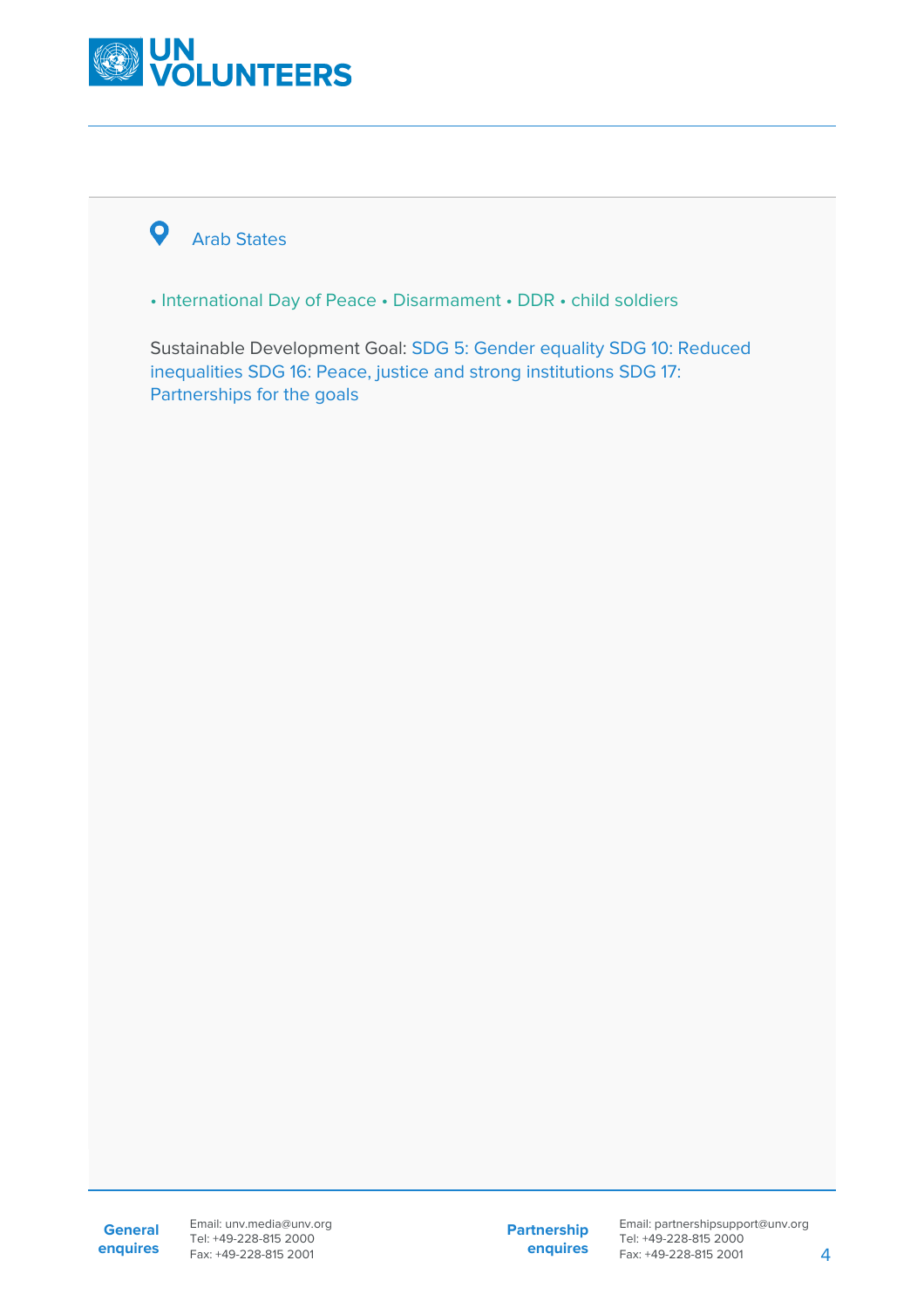Arab States

• International Day of Peace • Disarmament • DDR • child soldiers

Sustainable Development Goal: SDG 5: Gender equality SDG 10: Reduced inequalities SDG 16: Peace, justice and strong institutions SDG 17: Partnerships for the goals